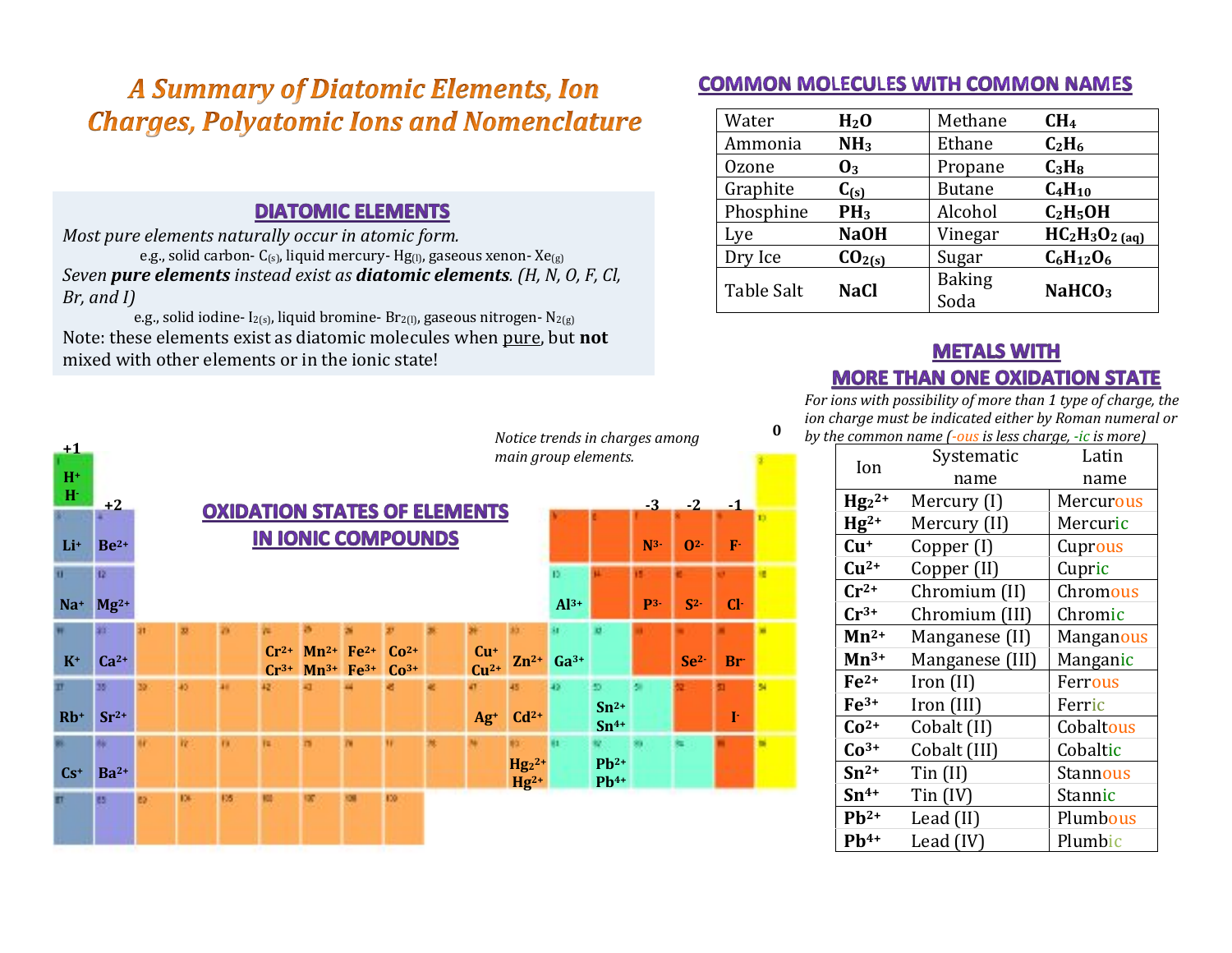# A Summary of Diatomic Elements, Ion Charges, Polyatomic Ions and Nomenclature

## DIATOMIC ELEMENTS

*Most pure elements naturally occur in atomic form.*

e.g., solid carbon- $C_{(s)}$, liquid mercury- $Hg_{(l)}$, gaseous xenon- $Xe_{(g)}$

*Seven* ***pure elements*** *instead exist as* ***diatomic elements****. (H, N, O, F, Cl, Br, and I)*

e.g., solid iodine- $I_{2(s)}$, liquid bromine- $Br_{2(l)}$, gaseous nitrogen- $N_{2(g)}$

Note: these elements exist as diatomic molecules when pure, but **not** mixed with other elements or in the ionic state!

## OXIDATION STATES OF ELEMENTS IN IONIC COMPOUNDS

*Notice trends in charges among main group elements.*

| +1 | +2 | | | | | | | | | | | | | -3 | -2 | -1 | 0 |
|---|---|---|---|---|---|---|---|---|---|---|---|---|---|---|---|---|---|
| $H^+$ $H^-$ | | | | | | | | | | | | | | | | | |
| $Li^+$ | $Be^{2+}$ | | | | | | | | | | | | | $N^{3-}$ | $O^{2-}$ | $F^-$ | |
| $Na^+$ | $Mg^{2+}$ | | | | | | | | | | | $Al^{3+}$ | | $P^{3-}$ | $S^{2-}$ | $Cl^-$ | |
| $K^+$ | $Ca^{2+}$ | | | | $Cr^{2+}$ $Cr^{3+}$ | $Mn^{2+}$ $Mn^{3+}$ | $Fe^{2+}$ $Fe^{3+}$ | $Co^{2+}$ $Co^{3+}$ | | $Cu^+$ $Cu^{2+}$ | $Zn^{2+}$ | $Ga^{3+}$ | | | $Se^{2-}$ | $Br^-$ | |
| $Rb^+$ | $Sr^{2+}$ | | | | | | | | | $Ag^+$ | $Cd^{2+}$ | | $Sn^{2+}$ $Sn^{4+}$ | | | $I^-$ | |
| $Cs^+$ | $Ba^{2+}$ | | | | | | | | | | $Hg_2^{2+}$ $Hg^{2+}$ | | $Pb^{2+}$ $Pb^{4+}$ | | | | |

## COMMON MOLECULES WITH COMMON NAMES

| | | | |
|---|---|---|---|
| Water | $H_2O$ | Methane | $CH_4$ |
| Ammonia | $NH_3$ | Ethane | $C_2H_6$ |
| Ozone | $O_3$ | Propane | $C_3H_8$ |
| Graphite | $C_{(s)}$ | Butane | $C_4H_{10}$ |
| Phosphine | $PH_3$ | Alcohol | $C_2H_5OH$ |
| Lye | $NaOH$ | Vinegar | $HC_2H_3O_{2\,(aq)}$ |
| Dry Ice | $CO_{2(s)}$ | Sugar | $C_6H_{12}O_6$ |
| Table Salt | $NaCl$ | Baking Soda | $NaHCO_3$ |

## METALS WITH MORE THAN ONE OXIDATION STATE

*For ions with possibility of more than 1 type of charge, the ion charge must be indicated either by Roman numeral or by the common name (-ous is less charge, -ic is more)*

| Ion | Systematic name | Latin name |
|---|---|---|
| $Hg_2^{2+}$ | Mercury (I) | Mercurous |
| $Hg^{2+}$ | Mercury (II) | Mercuric |
| $Cu^+$ | Copper (I) | Cuprous |
| $Cu^{2+}$ | Copper (II) | Cupric |
| $Cr^{2+}$ | Chromium (II) | Chromous |
| $Cr^{3+}$ | Chromium (III) | Chromic |
| $Mn^{2+}$ | Manganese (II) | Manganous |
| $Mn^{3+}$ | Manganese (III) | Manganic |
| $Fe^{2+}$ | Iron (II) | Ferrous |
| $Fe^{3+}$ | Iron (III) | Ferric |
| $Co^{2+}$ | Cobalt (II) | Cobaltous |
| $Co^{3+}$ | Cobalt (III) | Cobaltic |
| $Sn^{2+}$ | Tin (II) | Stannous |
| $Sn^{4+}$ | Tin (IV) | Stannic |
| $Pb^{2+}$ | Lead (II) | Plumbous |
| $Pb^{4+}$ | Lead (IV) | Plumbic |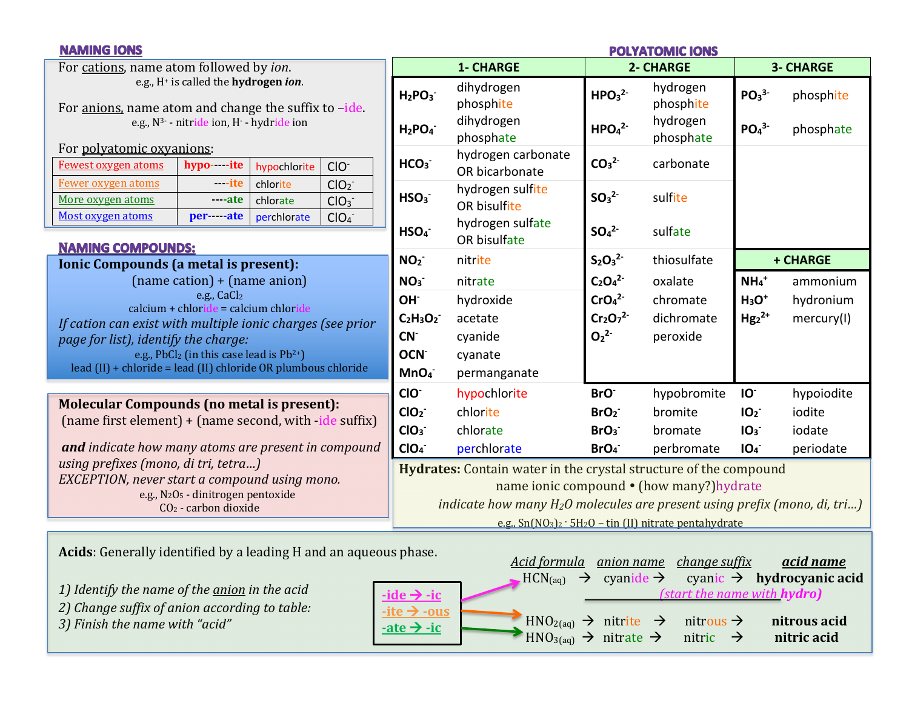## NAMING IONS

For cations, name atom followed by *ion*.

e.g., $H^+$ is called the **hydrogen *ion***.

For anions, name atom and change the suffix to –ide.

e.g., $N^{3-}$ - nitride ion, $H^-$ - hydride ion

For polyatomic oxyanions:

| | | | |
|---|---|---|---|
| Fewest oxygen atoms | **hypo----ite** | hypochlorite | $ClO^-$ |
| Fewer oxygen atoms | **---ite** | chlorite | $ClO_2^-$ |
| More oxygen atoms | **----ate** | chlorate | $ClO_3^-$ |
| Most oxygen atoms | **per-----ate** | perchlorate | $ClO_4^-$ |

## NAMING COMPOUNDS:

**Ionic Compounds (a metal is present):**

(name cation) + (name anion)

e.g., $CaCl_2$

calcium + chloride = calcium chloride

*If cation can exist with multiple ionic charges (see prior page for list), identify the charge:*

e.g., $PbCl_2$ (in this case lead is $Pb^{2+}$)

lead (II) + chloride = lead (II) chloride OR plumbous chloride

**Molecular Compounds (no metal is present):**

(name first element) + (name second, with -ide suffix)

***and** indicate how many atoms are present in compound using prefixes (mono, di tri, tetra…)*

*EXCEPTION, never start a compound using mono.*

e.g., $N_2O_5$ - dinitrogen pentoxide

$CO_2$ - carbon dioxide

## POLYATOMIC IONS

| 1- CHARGE | | 2- CHARGE | | 3- CHARGE | |
|---|---|---|---|---|---|
| $H_2PO_3^-$ | dihydrogen phosphite | $HPO_3^{2-}$ | hydrogen phosphite | $PO_3^{3-}$ | phosphite |
| $H_2PO_4^-$ | dihydrogen phosphate | $HPO_4^{2-}$ | hydrogen phosphate | $PO_4^{3-}$ | phosphate |
| $HCO_3^-$ | hydrogen carbonate OR bicarbonate | $CO_3^{2-}$ | carbonate | | |
| $HSO_3^-$ | hydrogen sulfite OR bisulfite | $SO_3^{2-}$ | sulfite | | |
| $HSO_4^-$ | hydrogen sulfate OR bisulfate | $SO_4^{2-}$ | sulfate | | |
| $NO_2^-$ | nitrite | $S_2O_3^{2-}$ | thiosulfate | **+ CHARGE** | |
| $NO_3^-$ | nitrate | $C_2O_4^{2-}$ | oxalate | $NH_4^+$ | ammonium |
| $OH^-$ | hydroxide | $CrO_4^{2-}$ | chromate | $H_3O^+$ | hydronium |
| $C_2H_3O_2^-$ | acetate | $Cr_2O_7^{2-}$ | dichromate | $Hg_2^{2+}$ | mercury(I) |
| $CN^-$ | cyanide | $O_2^{2-}$ | peroxide | | |
| $OCN^-$ | cyanate | | | | |
| $MnO_4^-$ | permanganate | | | | |
| $ClO^-$ | hypochlorite | $BrO^-$ | hypobromite | $IO^-$ | hypoiodite |
| $ClO_2^-$ | chlorite | $BrO_2^-$ | bromite | $IO_2^-$ | iodite |
| $ClO_3^-$ | chlorate | $BrO_3^-$ | bromate | $IO_3^-$ | iodate |
| $ClO_4^-$ | perchlorate | $BrO_4^-$ | perbromate | $IO_4^-$ | periodate |

**Hydrates:** Contain water in the crystal structure of the compound

name ionic compound • (how many?)hydrate

*indicate how many $H_2O$ molecules are present using prefix (mono, di, tri…)*

e.g., $Sn(NO_3)_2 \cdot 5H_2O$ – tin (II) nitrate pentahydrate

**Acids**: Generally identified by a leading H and an aqueous phase.

*1) Identify the name of the anion in the acid*

*2) Change suffix of anion according to table:*

*3) Finish the name with "acid"*

| |
|---|
| -ide → -ic |
| -ite → -ous |
| -ate → -ic |

| Acid formula | | anion name | | change suffix | | acid name |
|---|---|---|---|---|---|---|
| $HCN_{(aq)}$ | → | cyanide | → | cyanic | → | **hydrocyanic acid** |
| | | | | *(start the name with **hydro**)* | | |
| $HNO_{2(aq)}$ | → | nitrite | → | nitrous | → | **nitrous acid** |
| $HNO_{3(aq)}$ | → | nitrate | → | nitric | → | **nitric acid** |